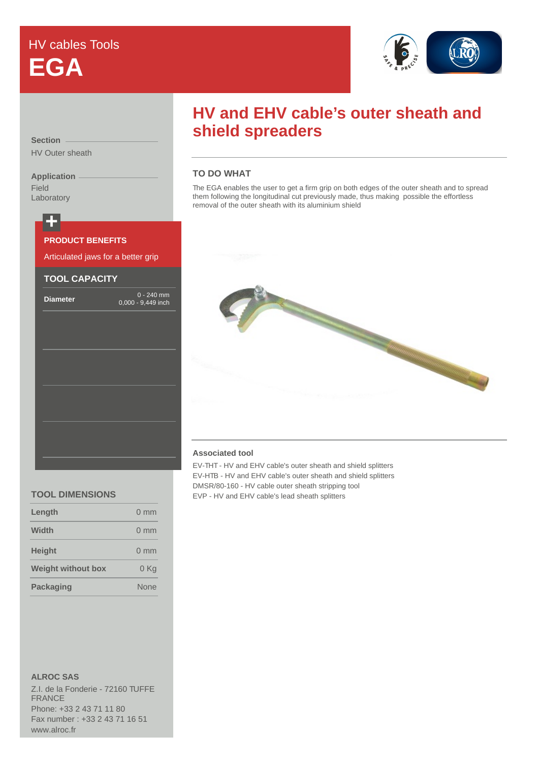HV cables Tools

# EGA

**Section**

HV Outer sheath

**Application**

Field
Laboratory

**PRODUCT BENEFITS**

Articulated jaws for a better grip

**TOOL CAPACITY**

| | |
|---|---|
| **Diameter** | 0 - 240 mm<br>0,000 - 9,449 inch |

**TOOL DIMENSIONS**

| | |
|---|---|
| **Length** | 0 mm |
| **Width** | 0 mm |
| **Height** | 0 mm |
| **Weight without box** | 0 Kg |
| **Packaging** | None |

**ALROC SAS**

Z.I. de la Fonderie - 72160 TUFFE
FRANCE
Phone: +33 2 43 71 11 80
Fax number : +33 2 43 71 16 51
www.alroc.fr

## HV and EHV cable's outer sheath and shield spreaders

### TO DO WHAT

The EGA enables the user to get a firm grip on both edges of the outer sheath and to spread them following the longitudinal cut previously made, thus making possible the effortless removal of the outer sheath with its aluminium shield

**Associated tool**

EV-THT - HV and EHV cable's outer sheath and shield splitters
EV-HTB - HV and EHV cable's outer sheath and shield splitters
DMSR/80-160 - HV cable outer sheath stripping tool
EVP - HV and EHV cable's lead sheath splitters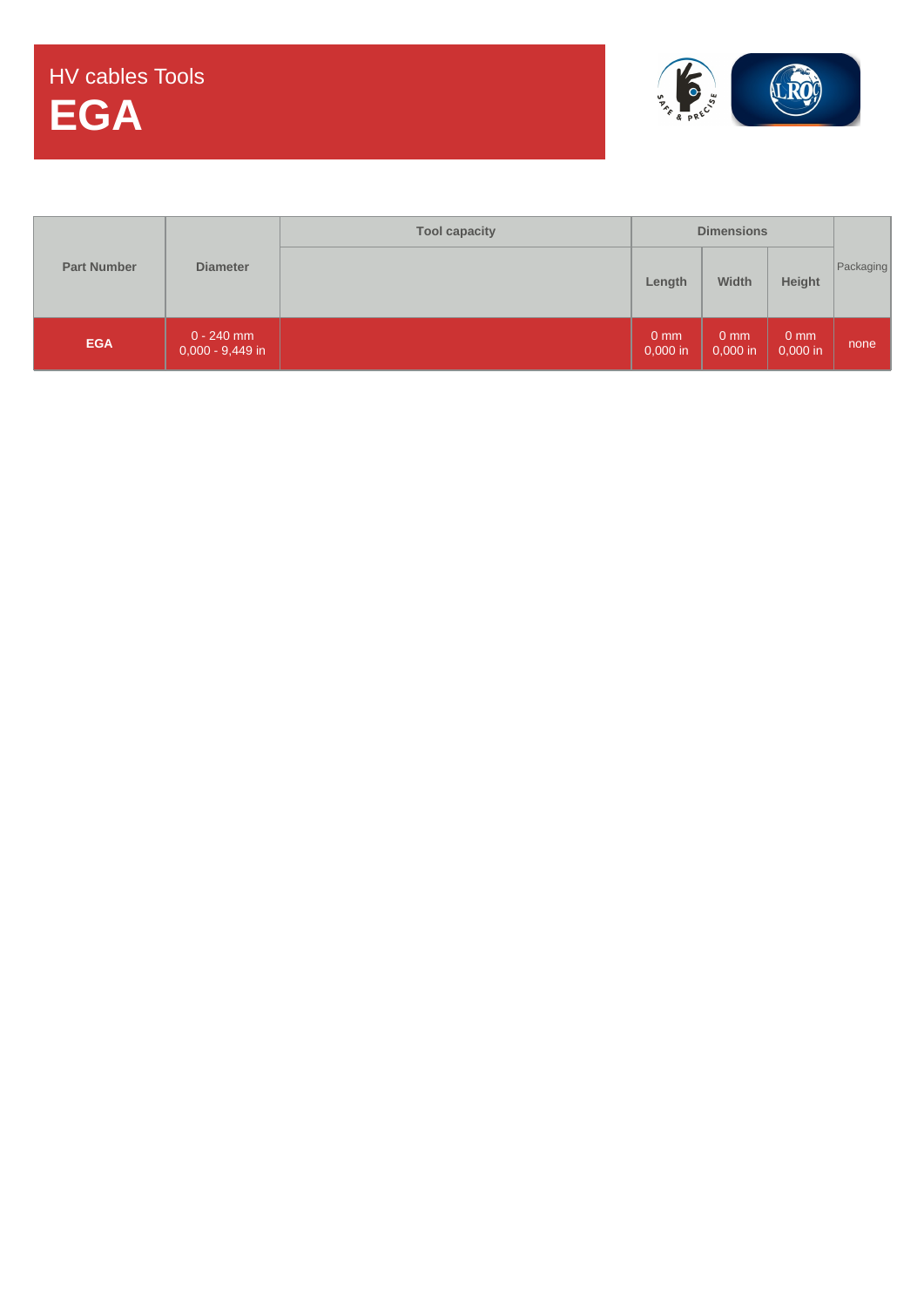HV cables Tools

# EGA

| Part Number | Diameter | Tool capacity | Dimensions | | | Packaging |
|---|---|---|---|---|---|---|
| | | | Length | Width | Height | |
| **EGA** | 0 - 240 mm 0,000 - 9,449 in | | 0 mm 0,000 in | 0 mm 0,000 in | 0 mm 0,000 in | none |